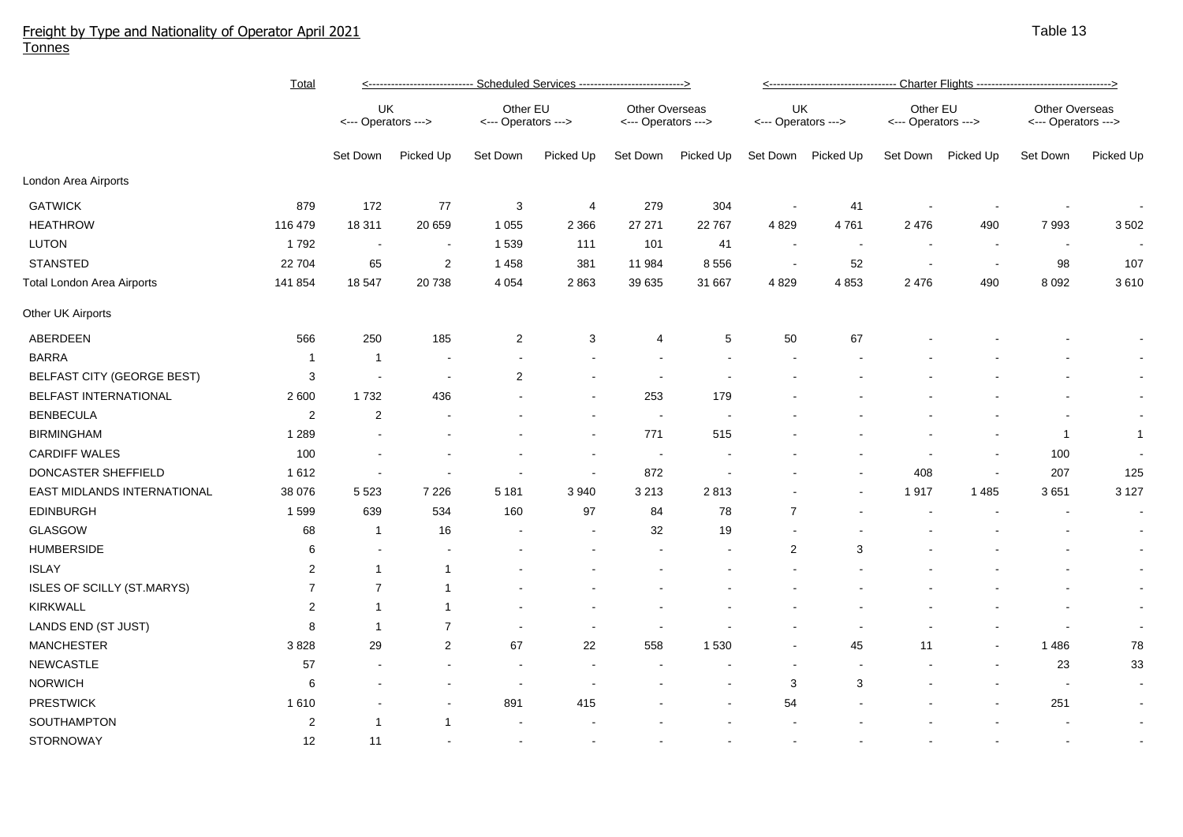## Freight by Type and Nationality of Operator April 2021
Tonnes

Table 13

| | Total | Scheduled Services | | | | | | Charter Flights | | | | | |
|---|---|---|---|---|---|---|---|---|---|---|---|---|---|
| | | UK <--- Operators ---> | | Other EU <--- Operators ---> | | Other Overseas <--- Operators ---> | | UK <--- Operators ---> | | Other EU <--- Operators ---> | | Other Overseas <--- Operators ---> | |
| | | Set Down | Picked Up | Set Down | Picked Up | Set Down | Picked Up | Set Down | Picked Up | Set Down | Picked Up | Set Down | Picked Up |
| **London Area Airports** | | | | | | | | | | | | | |
| GATWICK | 879 | 172 | 77 | 3 | 4 | 279 | 304 | - | 41 | - | - | - | - |
| HEATHROW | 116 479 | 18 311 | 20 659 | 1 055 | 2 366 | 27 271 | 22 767 | 4 829 | 4 761 | 2 476 | 490 | 7 993 | 3 502 |
| LUTON | 1 792 | - | - | 1 539 | 111 | 101 | 41 | - | - | - | - | - | - |
| STANSTED | 22 704 | 65 | 2 | 1 458 | 381 | 11 984 | 8 556 | - | 52 | - | - | 98 | 107 |
| Total London Area Airports | 141 854 | 18 547 | 20 738 | 4 054 | 2 863 | 39 635 | 31 667 | 4 829 | 4 853 | 2 476 | 490 | 8 092 | 3 610 |
| **Other UK Airports** | | | | | | | | | | | | | |
| ABERDEEN | 566 | 250 | 185 | 2 | 3 | 4 | 5 | 50 | 67 | - | - | - | - |
| BARRA | 1 | 1 | - | - | - | - | - | - | - | - | - | - | - |
| BELFAST CITY (GEORGE BEST) | 3 | - | - | 2 | - | - | - | - | - | - | - | - | - |
| BELFAST INTERNATIONAL | 2 600 | 1 732 | 436 | - | - | 253 | 179 | - | - | - | - | - | - |
| BENBECULA | 2 | 2 | - | - | - | - | - | - | - | - | - | - | - |
| BIRMINGHAM | 1 289 | - | - | - | - | 771 | 515 | - | - | - | - | 1 | 1 |
| CARDIFF WALES | 100 | - | - | - | - | - | - | - | - | - | - | 100 | - |
| DONCASTER SHEFFIELD | 1 612 | - | - | - | - | 872 | - | - | - | 408 | - | 207 | 125 |
| EAST MIDLANDS INTERNATIONAL | 38 076 | 5 523 | 7 226 | 5 181 | 3 940 | 3 213 | 2 813 | - | - | 1 917 | 1 485 | 3 651 | 3 127 |
| EDINBURGH | 1 599 | 639 | 534 | 160 | 97 | 84 | 78 | 7 | - | - | - | - | - |
| GLASGOW | 68 | 1 | 16 | - | - | 32 | 19 | - | - | - | - | - | - |
| HUMBERSIDE | 6 | - | - | - | - | - | - | 2 | 3 | - | - | - | - |
| ISLAY | 2 | 1 | 1 | - | - | - | - | - | - | - | - | - | - |
| ISLES OF SCILLY (ST.MARYS) | 7 | 7 | 1 | - | - | - | - | - | - | - | - | - | - |
| KIRKWALL | 2 | 1 | 1 | - | - | - | - | - | - | - | - | - | - |
| LANDS END (ST JUST) | 8 | 1 | 7 | - | - | - | - | - | - | - | - | - | - |
| MANCHESTER | 3 828 | 29 | 2 | 67 | 22 | 558 | 1 530 | - | 45 | 11 | - | 1 486 | 78 |
| NEWCASTLE | 57 | - | - | - | - | - | - | - | - | - | - | 23 | 33 |
| NORWICH | 6 | - | - | - | - | - | - | 3 | 3 | - | - | - | - |
| PRESTWICK | 1 610 | - | - | 891 | 415 | - | - | 54 | - | - | - | 251 | - |
| SOUTHAMPTON | 2 | 1 | 1 | - | - | - | - | - | - | - | - | - | - |
| STORNOWAY | 12 | 11 | - | - | - | - | - | - | - | - | - | - | - |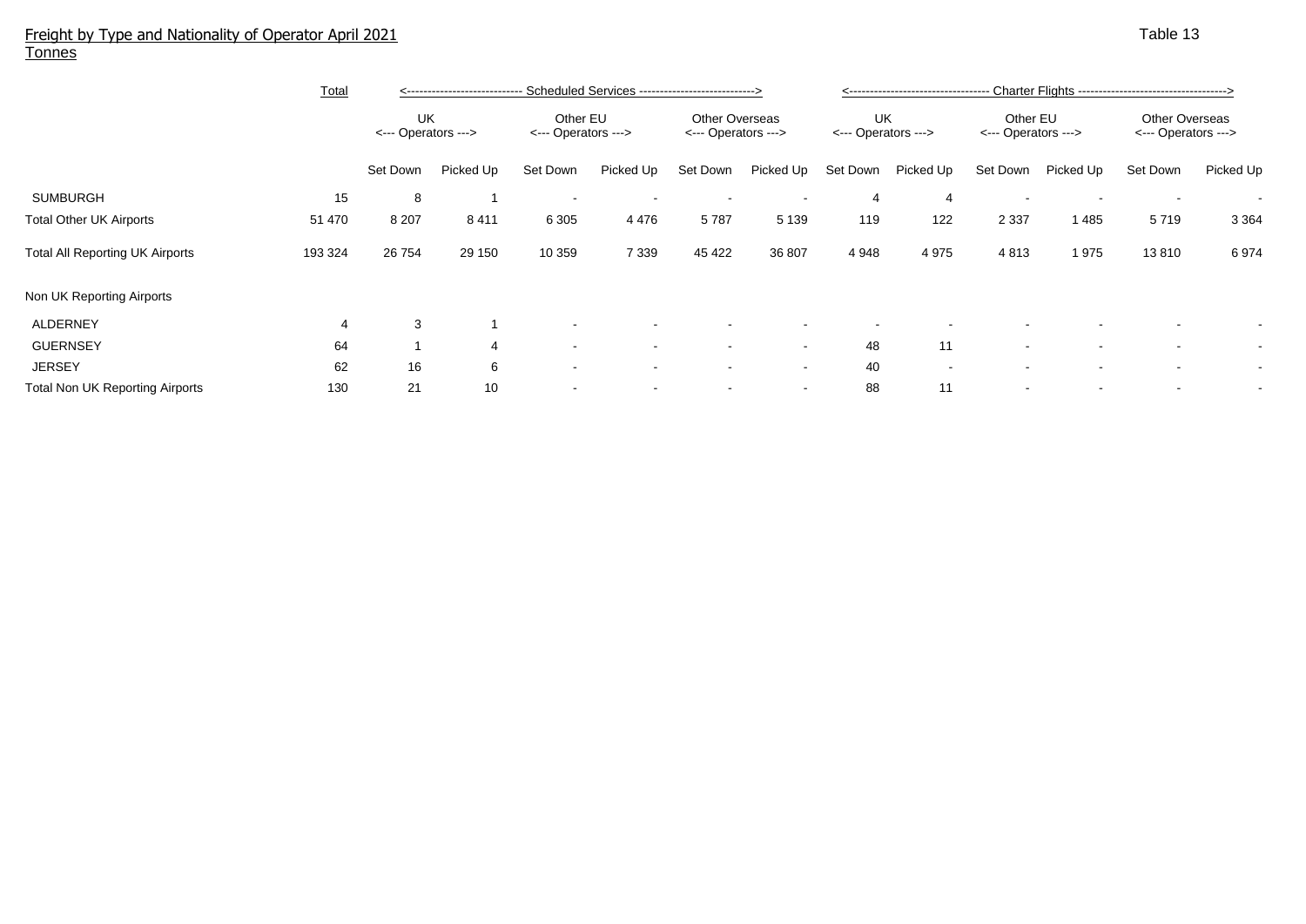Freight by Type and Nationality of Operator April 2021
Tonnes

Table 13

| | Total | Scheduled Services | | | | | | Charter Flights | | | | | |
|---|---|---|---|---|---|---|---|---|---|---|---|---|---|
| | | UK <--- Operators ---> | | Other EU <--- Operators ---> | | Other Overseas <--- Operators ---> | | UK <--- Operators ---> | | Other EU <--- Operators ---> | | Other Overseas <--- Operators ---> | |
| | | Set Down | Picked Up | Set Down | Picked Up | Set Down | Picked Up | Set Down | Picked Up | Set Down | Picked Up | Set Down | Picked Up |
| SUMBURGH | 15 | 8 | 1 | - | - | - | - | 4 | 4 | - | - | - | - |
| Total Other UK Airports | 51 470 | 8 207 | 8 411 | 6 305 | 4 476 | 5 787 | 5 139 | 119 | 122 | 2 337 | 1 485 | 5 719 | 3 364 |
| Total All Reporting UK Airports | 193 324 | 26 754 | 29 150 | 10 359 | 7 339 | 45 422 | 36 807 | 4 948 | 4 975 | 4 813 | 1 975 | 13 810 | 6 974 |
| Non UK Reporting Airports | | | | | | | | | | | | | |
| ALDERNEY | 4 | 3 | 1 | - | - | - | - | - | - | - | - | - | - |
| GUERNSEY | 64 | 1 | 4 | - | - | - | - | 48 | 11 | - | - | - | - |
| JERSEY | 62 | 16 | 6 | - | - | - | - | 40 | - | - | - | - | - |
| Total Non UK Reporting Airports | 130 | 21 | 10 | - | - | - | - | 88 | 11 | - | - | - | - |